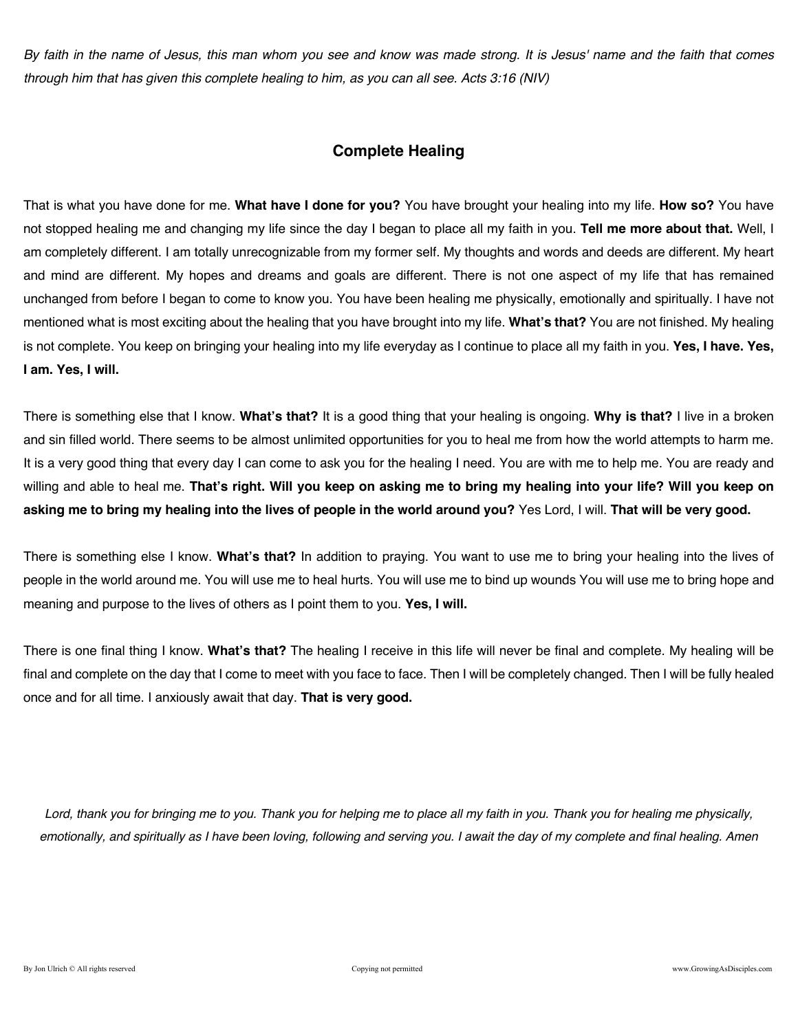*By faith in the name of Jesus, this man whom you see and know was made strong. It is Jesus' name and the faith that comes through him that has given this complete healing to him, as you can all see. Acts 3:16 (NIV)*

## Complete Healing

That is what you have done for me. **What have I done for you?** You have brought your healing into my life. **How so?** You have not stopped healing me and changing my life since the day I began to place all my faith in you. **Tell me more about that.** Well, I am completely different. I am totally unrecognizable from my former self. My thoughts and words and deeds are different. My heart and mind are different. My hopes and dreams and goals are different. There is not one aspect of my life that has remained unchanged from before I began to come to know you. You have been healing me physically, emotionally and spiritually. I have not mentioned what is most exciting about the healing that you have brought into my life. **What's that?** You are not finished. My healing is not complete. You keep on bringing your healing into my life everyday as I continue to place all my faith in you. **Yes, I have. Yes, I am. Yes, I will.**

There is something else that I know. **What's that?** It is a good thing that your healing is ongoing. **Why is that?** I live in a broken and sin filled world. There seems to be almost unlimited opportunities for you to heal me from how the world attempts to harm me. It is a very good thing that every day I can come to ask you for the healing I need. You are with me to help me. You are ready and willing and able to heal me. **That's right. Will you keep on asking me to bring my healing into your life? Will you keep on asking me to bring my healing into the lives of people in the world around you?** Yes Lord, I will. **That will be very good.**

There is something else I know. **What's that?** In addition to praying. You want to use me to bring your healing into the lives of people in the world around me. You will use me to heal hurts. You will use me to bind up wounds You will use me to bring hope and meaning and purpose to the lives of others as I point them to you. **Yes, I will.**

There is one final thing I know. **What's that?** The healing I receive in this life will never be final and complete. My healing will be final and complete on the day that I come to meet with you face to face. Then I will be completely changed. Then I will be fully healed once and for all time. I anxiously await that day. **That is very good.**

*Lord, thank you for bringing me to you. Thank you for helping me to place all my faith in you. Thank you for healing me physically, emotionally, and spiritually as I have been loving, following and serving you. I await the day of my complete and final healing. Amen*

By Jon Ulrich © All rights reserved    Copying not permitted    www.GrowingAsDisciples.com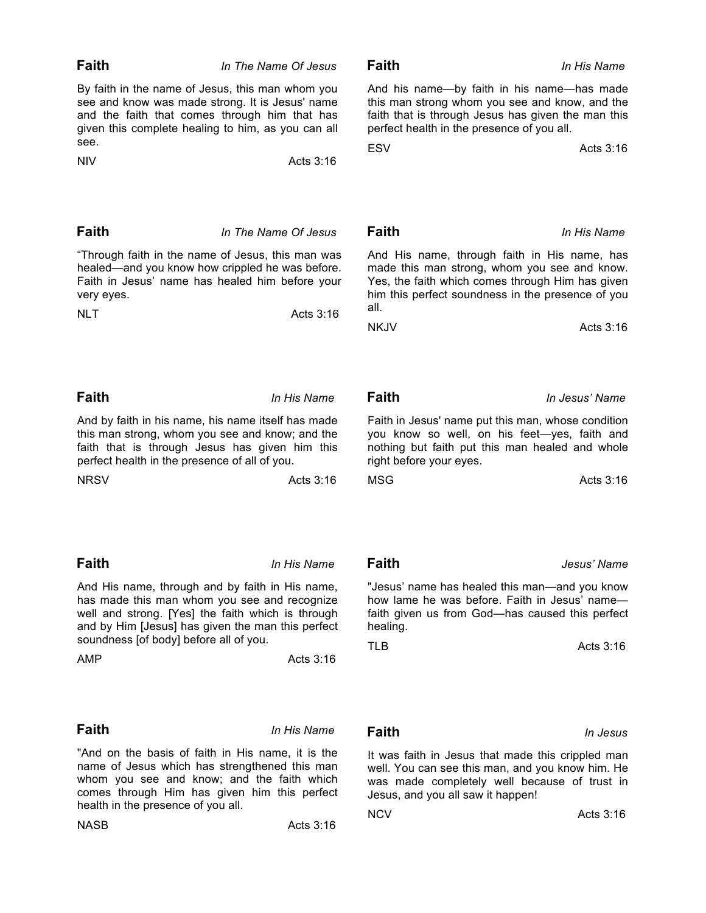**Faith** *In The Name Of Jesus*

By faith in the name of Jesus, this man whom you see and know was made strong. It is Jesus' name and the faith that comes through him that has given this complete healing to him, as you can all see.

NIV Acts 3:16

**Faith** *In His Name*

And his name—by faith in his name—has made this man strong whom you see and know, and the faith that is through Jesus has given the man this perfect health in the presence of you all.

ESV Acts 3:16

**Faith** *In The Name Of Jesus*

“Through faith in the name of Jesus, this man was healed—and you know how crippled he was before. Faith in Jesus’ name has healed him before your very eyes.

NLT Acts 3:16

**Faith** *In His Name*

And His name, through faith in His name, has made this man strong, whom you see and know. Yes, the faith which comes through Him has given him this perfect soundness in the presence of you all.

NKJV Acts 3:16

**Faith** *In His Name*

And by faith in his name, his name itself has made this man strong, whom you see and know; and the faith that is through Jesus has given him this perfect health in the presence of all of you.

NRSV Acts 3:16

**Faith** *In Jesus’ Name*

Faith in Jesus' name put this man, whose condition you know so well, on his feet—yes, faith and nothing but faith put this man healed and whole right before your eyes.

MSG Acts 3:16

**Faith** *In His Name*

And His name, through and by faith in His name, has made this man whom you see and recognize well and strong. [Yes] the faith which is through and by Him [Jesus] has given the man this perfect soundness [of body] before all of you.

AMP Acts 3:16

**Faith** *Jesus’ Name*

"Jesus’ name has healed this man—and you know how lame he was before. Faith in Jesus’ name—faith given us from God—has caused this perfect healing.

TLB Acts 3:16

**Faith** *In His Name*

"And on the basis of faith in His name, it is the name of Jesus which has strengthened this man whom you see and know; and the faith which comes through Him has given him this perfect health in the presence of you all.

NASB Acts 3:16

**Faith** *In Jesus*

It was faith in Jesus that made this crippled man well. You can see this man, and you know him. He was made completely well because of trust in Jesus, and you all saw it happen!

NCV Acts 3:16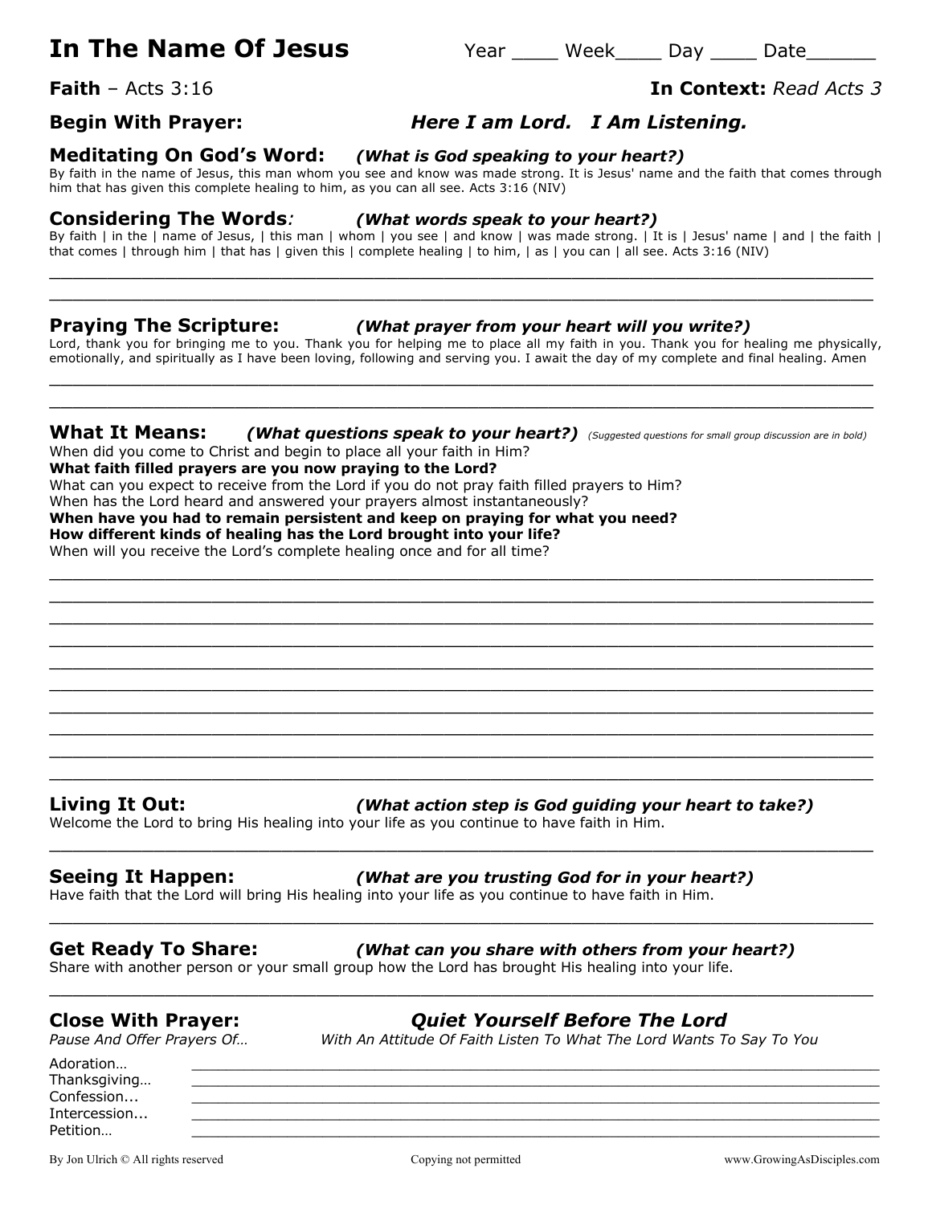# In The Name Of Jesus

Year ____ Week____ Day ____ Date______

**Faith** – Acts 3:16

**In Context:** *Read Acts 3*

**Begin With Prayer:** ***Here I am Lord. I Am Listening.***

## Meditating On God's Word: *(What is God speaking to your heart?)*

By faith in the name of Jesus, this man whom you see and know was made strong. It is Jesus' name and the faith that comes through him that has given this complete healing to him, as you can all see. Acts 3:16 (NIV)

## Considering The Words: *(What words speak to your heart?)*

By faith | in the | name of Jesus, | this man | whom | you see | and know | was made strong. | It is | Jesus' name | and | the faith | that comes | through him | that has | given this | complete healing | to him, | as | you can | all see. Acts 3:16 (NIV)

______________________________________________________________________________

______________________________________________________________________________

## Praying The Scripture: *(What prayer from your heart will you write?)*

Lord, thank you for bringing me to you. Thank you for helping me to place all my faith in you. Thank you for healing me physically, emotionally, and spiritually as I have been loving, following and serving you. I await the day of my complete and final healing. Amen

______________________________________________________________________________

______________________________________________________________________________

## What It Means: *(What questions speak to your heart?)* *(Suggested questions for small group discussion are in bold)*

When did you come to Christ and begin to place all your faith in Him?
**What faith filled prayers are you now praying to the Lord?**
What can you expect to receive from the Lord if you do not pray faith filled prayers to Him?
When has the Lord heard and answered your prayers almost instantaneously?
**When have you had to remain persistent and keep on praying for what you need?**
**How different kinds of healing has the Lord brought into your life?**
When will you receive the Lord's complete healing once and for all time?

______________________________________________________________________________

______________________________________________________________________________

______________________________________________________________________________

______________________________________________________________________________

______________________________________________________________________________

______________________________________________________________________________

______________________________________________________________________________

______________________________________________________________________________

______________________________________________________________________________

______________________________________________________________________________

## Living It Out: *(What action step is God guiding your heart to take?)*

Welcome the Lord to bring His healing into your life as you continue to have faith in Him.

______________________________________________________________________________

## Seeing It Happen: *(What are you trusting God for in your heart?)*

Have faith that the Lord will bring His healing into your life as you continue to have faith in Him.

______________________________________________________________________________

## Get Ready To Share: *(What can you share with others from your heart?)*

Share with another person or your small group how the Lord has brought His healing into your life.

______________________________________________________________________________

## Close With Prayer: ***Quiet Yourself Before The Lord***

*Pause And Offer Prayers Of…* *With An Attitude Of Faith Listen To What The Lord Wants To Say To You*

Adoration… ______________________________________________________________

Thanksgiving… ____________________________________________________________

Confession... ______________________________________________________________

Intercession... _____________________________________________________________

Petition… ________________________________________________________________

By Jon Ulrich © All rights reserved — Copying not permitted — www.GrowingAsDisciples.com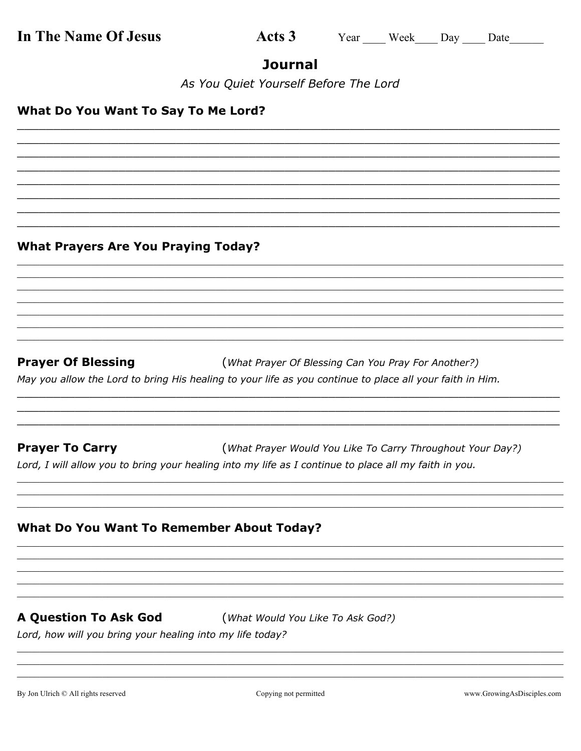**In The Name Of Jesus** **Acts 3** Year ____ Week____ Day ____ Date______

## Journal

*As You Quiet Yourself Before The Lord*

### What Do You Want To Say To Me Lord?

________________________________________________________________________________
________________________________________________________________________________
________________________________________________________________________________
________________________________________________________________________________
________________________________________________________________________________
________________________________________________________________________________
________________________________________________________________________________
________________________________________________________________________________

### What Prayers Are You Praying Today?

________________________________________________________________________________
________________________________________________________________________________
________________________________________________________________________________
________________________________________________________________________________
________________________________________________________________________________
________________________________________________________________________________
________________________________________________________________________________

### Prayer Of Blessing

(*What Prayer Of Blessing Can You Pray For Another?)*

*May you allow the Lord to bring His healing to your life as you continue to place all your faith in Him.*

________________________________________________________________________________
________________________________________________________________________________
________________________________________________________________________________

### Prayer To Carry

(*What Prayer Would You Like To Carry Throughout Your Day?)*

*Lord, I will allow you to bring your healing into my life as I continue to place all my faith in you.*

________________________________________________________________________________
________________________________________________________________________________
________________________________________________________________________________

### What Do You Want To Remember About Today?

________________________________________________________________________________
________________________________________________________________________________
________________________________________________________________________________
________________________________________________________________________________
________________________________________________________________________________

### A Question To Ask God

(*What Would You Like To Ask God?)*

*Lord, how will you bring your healing into my life today?*

________________________________________________________________________________
________________________________________________________________________________
________________________________________________________________________________